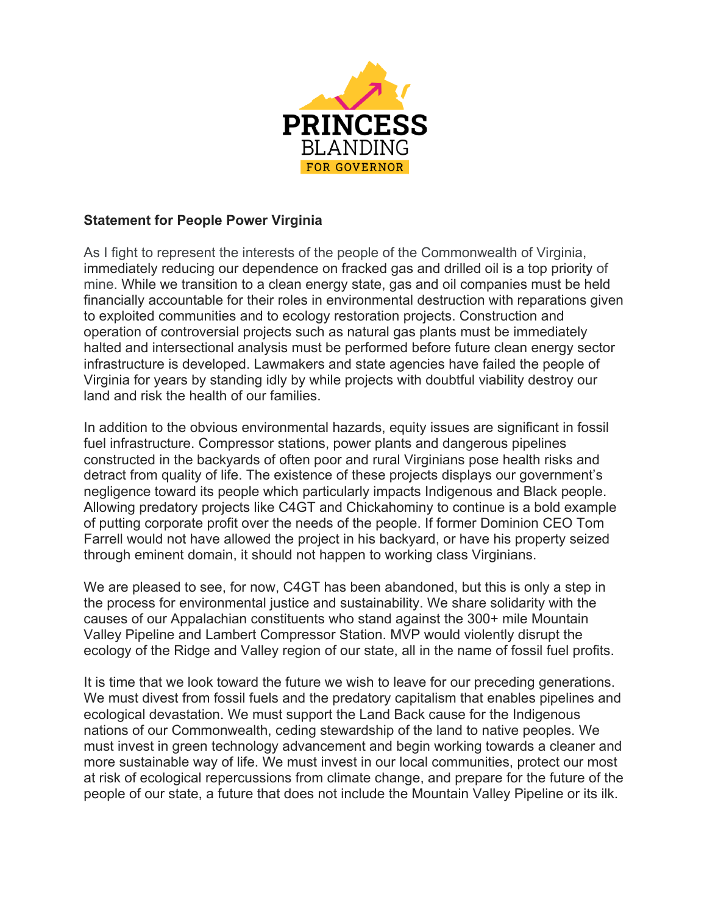PRINCESS BLANDING FOR GOVERNOR

**Statement for People Power Virginia**

As I fight to represent the interests of the people of the Commonwealth of Virginia, immediately reducing our dependence on fracked gas and drilled oil is a top priority of mine. While we transition to a clean energy state, gas and oil companies must be held financially accountable for their roles in environmental destruction with reparations given to exploited communities and to ecology restoration projects. Construction and operation of controversial projects such as natural gas plants must be immediately halted and intersectional analysis must be performed before future clean energy sector infrastructure is developed. Lawmakers and state agencies have failed the people of Virginia for years by standing idly by while projects with doubtful viability destroy our land and risk the health of our families.

In addition to the obvious environmental hazards, equity issues are significant in fossil fuel infrastructure. Compressor stations, power plants and dangerous pipelines constructed in the backyards of often poor and rural Virginians pose health risks and detract from quality of life. The existence of these projects displays our government's negligence toward its people which particularly impacts Indigenous and Black people. Allowing predatory projects like C4GT and Chickahominy to continue is a bold example of putting corporate profit over the needs of the people. If former Dominion CEO Tom Farrell would not have allowed the project in his backyard, or have his property seized through eminent domain, it should not happen to working class Virginians.

We are pleased to see, for now, C4GT has been abandoned, but this is only a step in the process for environmental justice and sustainability. We share solidarity with the causes of our Appalachian constituents who stand against the 300+ mile Mountain Valley Pipeline and Lambert Compressor Station. MVP would violently disrupt the ecology of the Ridge and Valley region of our state, all in the name of fossil fuel profits.

It is time that we look toward the future we wish to leave for our preceding generations. We must divest from fossil fuels and the predatory capitalism that enables pipelines and ecological devastation. We must support the Land Back cause for the Indigenous nations of our Commonwealth, ceding stewardship of the land to native peoples. We must invest in green technology advancement and begin working towards a cleaner and more sustainable way of life. We must invest in our local communities, protect our most at risk of ecological repercussions from climate change, and prepare for the future of the people of our state, a future that does not include the Mountain Valley Pipeline or its ilk.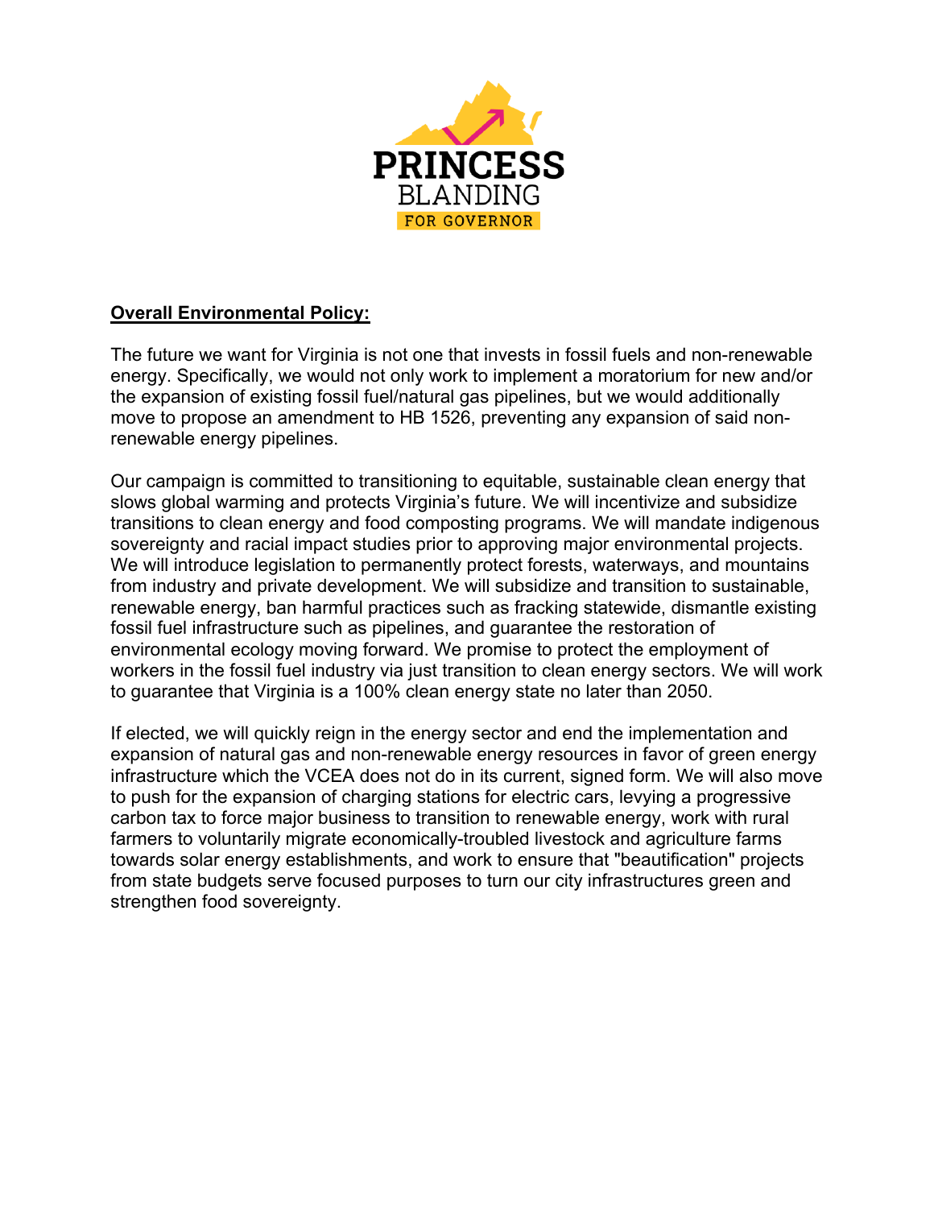PRINCESS
BLANDING
FOR GOVERNOR

**Overall Environmental Policy:**

The future we want for Virginia is not one that invests in fossil fuels and non-renewable energy. Specifically, we would not only work to implement a moratorium for new and/or the expansion of existing fossil fuel/natural gas pipelines, but we would additionally move to propose an amendment to HB 1526, preventing any expansion of said non-renewable energy pipelines.

Our campaign is committed to transitioning to equitable, sustainable clean energy that slows global warming and protects Virginia's future. We will incentivize and subsidize transitions to clean energy and food composting programs. We will mandate indigenous sovereignty and racial impact studies prior to approving major environmental projects. We will introduce legislation to permanently protect forests, waterways, and mountains from industry and private development. We will subsidize and transition to sustainable, renewable energy, ban harmful practices such as fracking statewide, dismantle existing fossil fuel infrastructure such as pipelines, and guarantee the restoration of environmental ecology moving forward. We promise to protect the employment of workers in the fossil fuel industry via just transition to clean energy sectors. We will work to guarantee that Virginia is a 100% clean energy state no later than 2050.

If elected, we will quickly reign in the energy sector and end the implementation and expansion of natural gas and non-renewable energy resources in favor of green energy infrastructure which the VCEA does not do in its current, signed form. We will also move to push for the expansion of charging stations for electric cars, levying a progressive carbon tax to force major business to transition to renewable energy, work with rural farmers to voluntarily migrate economically-troubled livestock and agriculture farms towards solar energy establishments, and work to ensure that "beautification" projects from state budgets serve focused purposes to turn our city infrastructures green and strengthen food sovereignty.